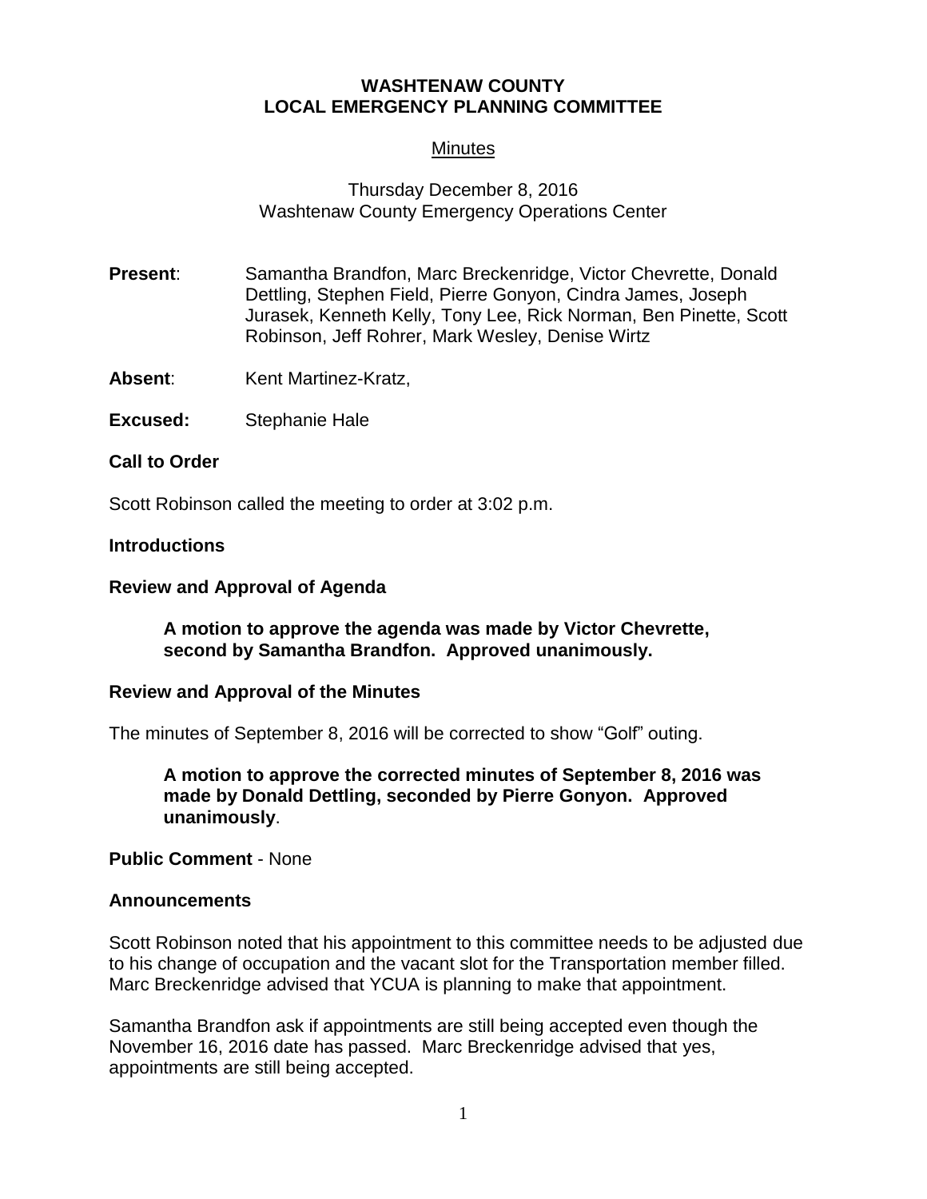**WASHTENAW COUNTY**
**LOCAL EMERGENCY PLANNING COMMITTEE**

Minutes

Thursday December 8, 2016
Washtenaw County Emergency Operations Center

**Present**: Samantha Brandfon, Marc Breckenridge, Victor Chevrette, Donald Dettling, Stephen Field, Pierre Gonyon, Cindra James, Joseph Jurasek, Kenneth Kelly, Tony Lee, Rick Norman, Ben Pinette, Scott Robinson, Jeff Rohrer, Mark Wesley, Denise Wirtz

**Absent**: Kent Martinez-Kratz,

**Excused:** Stephanie Hale

**Call to Order**

Scott Robinson called the meeting to order at 3:02 p.m.

**Introductions**

**Review and Approval of Agenda**

> **A motion to approve the agenda was made by Victor Chevrette, second by Samantha Brandfon. Approved unanimously.**

**Review and Approval of the Minutes**

The minutes of September 8, 2016 will be corrected to show "Golf" outing.

> **A motion to approve the corrected minutes of September 8, 2016 was made by Donald Dettling, seconded by Pierre Gonyon. Approved unanimously**.

**Public Comment** - None

**Announcements**

Scott Robinson noted that his appointment to this committee needs to be adjusted due to his change of occupation and the vacant slot for the Transportation member filled. Marc Breckenridge advised that YCUA is planning to make that appointment.

Samantha Brandfon ask if appointments are still being accepted even though the November 16, 2016 date has passed. Marc Breckenridge advised that yes, appointments are still being accepted.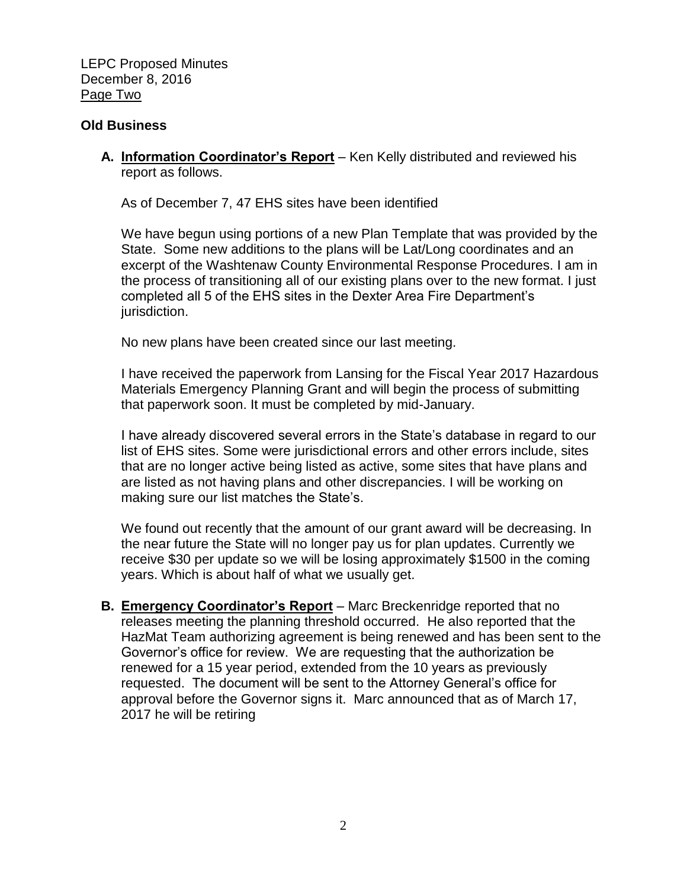## Old Business

**A. <u>Information Coordinator's Report</u>** – Ken Kelly distributed and reviewed his report as follows.

As of December 7, 47 EHS sites have been identified

We have begun using portions of a new Plan Template that was provided by the State. Some new additions to the plans will be Lat/Long coordinates and an excerpt of the Washtenaw County Environmental Response Procedures. I am in the process of transitioning all of our existing plans over to the new format. I just completed all 5 of the EHS sites in the Dexter Area Fire Department's jurisdiction.

No new plans have been created since our last meeting.

I have received the paperwork from Lansing for the Fiscal Year 2017 Hazardous Materials Emergency Planning Grant and will begin the process of submitting that paperwork soon. It must be completed by mid-January.

I have already discovered several errors in the State's database in regard to our list of EHS sites. Some were jurisdictional errors and other errors include, sites that are no longer active being listed as active, some sites that have plans and are listed as not having plans and other discrepancies. I will be working on making sure our list matches the State's.

We found out recently that the amount of our grant award will be decreasing. In the near future the State will no longer pay us for plan updates. Currently we receive $30 per update so we will be losing approximately $1500 in the coming years. Which is about half of what we usually get.

**B. <u>Emergency Coordinator's Report</u>** – Marc Breckenridge reported that no releases meeting the planning threshold occurred. He also reported that the HazMat Team authorizing agreement is being renewed and has been sent to the Governor's office for review. We are requesting that the authorization be renewed for a 15 year period, extended from the 10 years as previously requested. The document will be sent to the Attorney General's office for approval before the Governor signs it. Marc announced that as of March 17, 2017 he will be retiring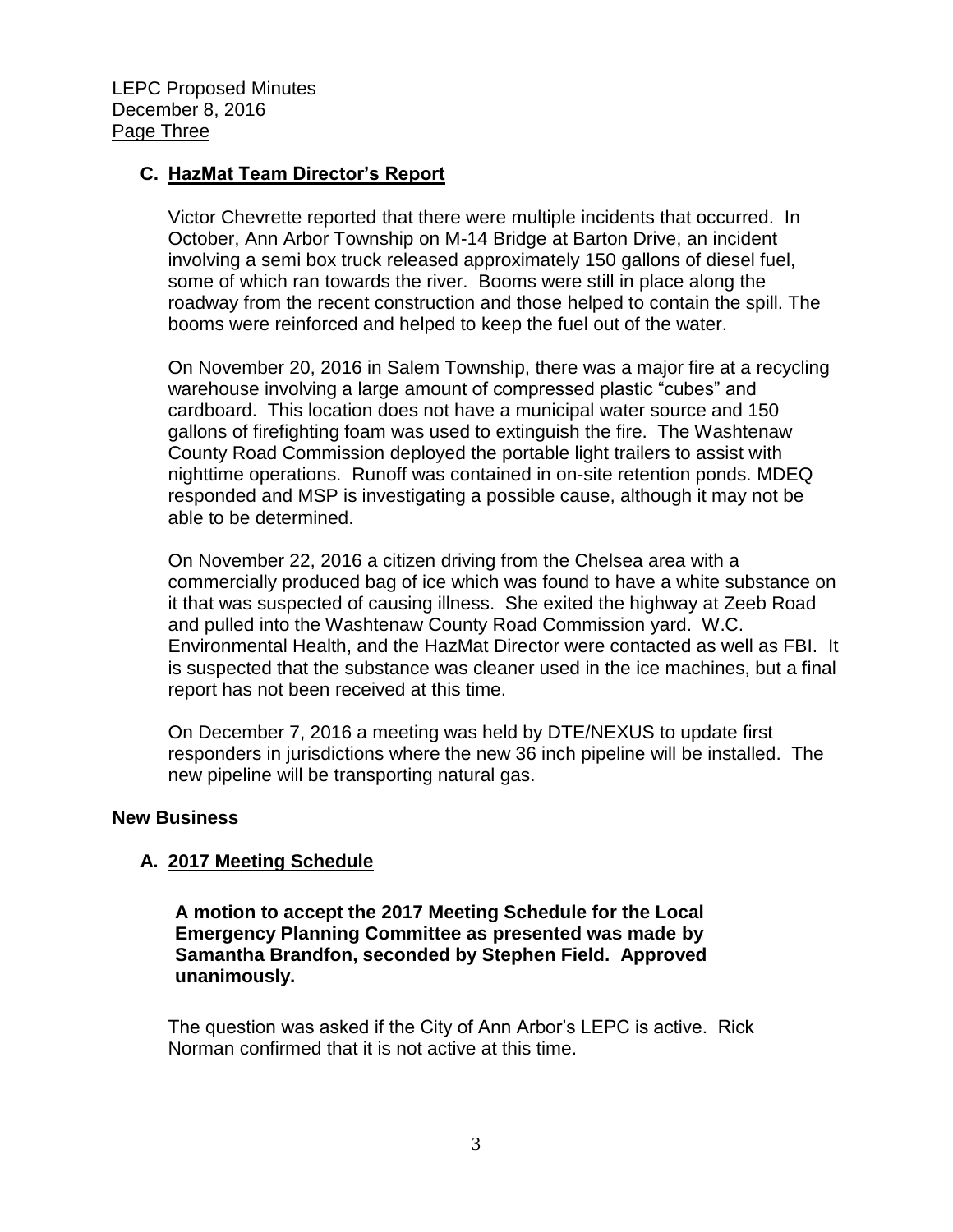### C. HazMat Team Director's Report

Victor Chevrette reported that there were multiple incidents that occurred. In October, Ann Arbor Township on M-14 Bridge at Barton Drive, an incident involving a semi box truck released approximately 150 gallons of diesel fuel, some of which ran towards the river. Booms were still in place along the roadway from the recent construction and those helped to contain the spill. The booms were reinforced and helped to keep the fuel out of the water.

On November 20, 2016 in Salem Township, there was a major fire at a recycling warehouse involving a large amount of compressed plastic "cubes" and cardboard. This location does not have a municipal water source and 150 gallons of firefighting foam was used to extinguish the fire. The Washtenaw County Road Commission deployed the portable light trailers to assist with nighttime operations. Runoff was contained in on-site retention ponds. MDEQ responded and MSP is investigating a possible cause, although it may not be able to be determined.

On November 22, 2016 a citizen driving from the Chelsea area with a commercially produced bag of ice which was found to have a white substance on it that was suspected of causing illness. She exited the highway at Zeeb Road and pulled into the Washtenaw County Road Commission yard. W.C. Environmental Health, and the HazMat Director were contacted as well as FBI. It is suspected that the substance was cleaner used in the ice machines, but a final report has not been received at this time.

On December 7, 2016 a meeting was held by DTE/NEXUS to update first responders in jurisdictions where the new 36 inch pipeline will be installed. The new pipeline will be transporting natural gas.

## New Business

### A. 2017 Meeting Schedule

**A motion to accept the 2017 Meeting Schedule for the Local Emergency Planning Committee as presented was made by Samantha Brandfon, seconded by Stephen Field. Approved unanimously.**

The question was asked if the City of Ann Arbor's LEPC is active. Rick Norman confirmed that it is not active at this time.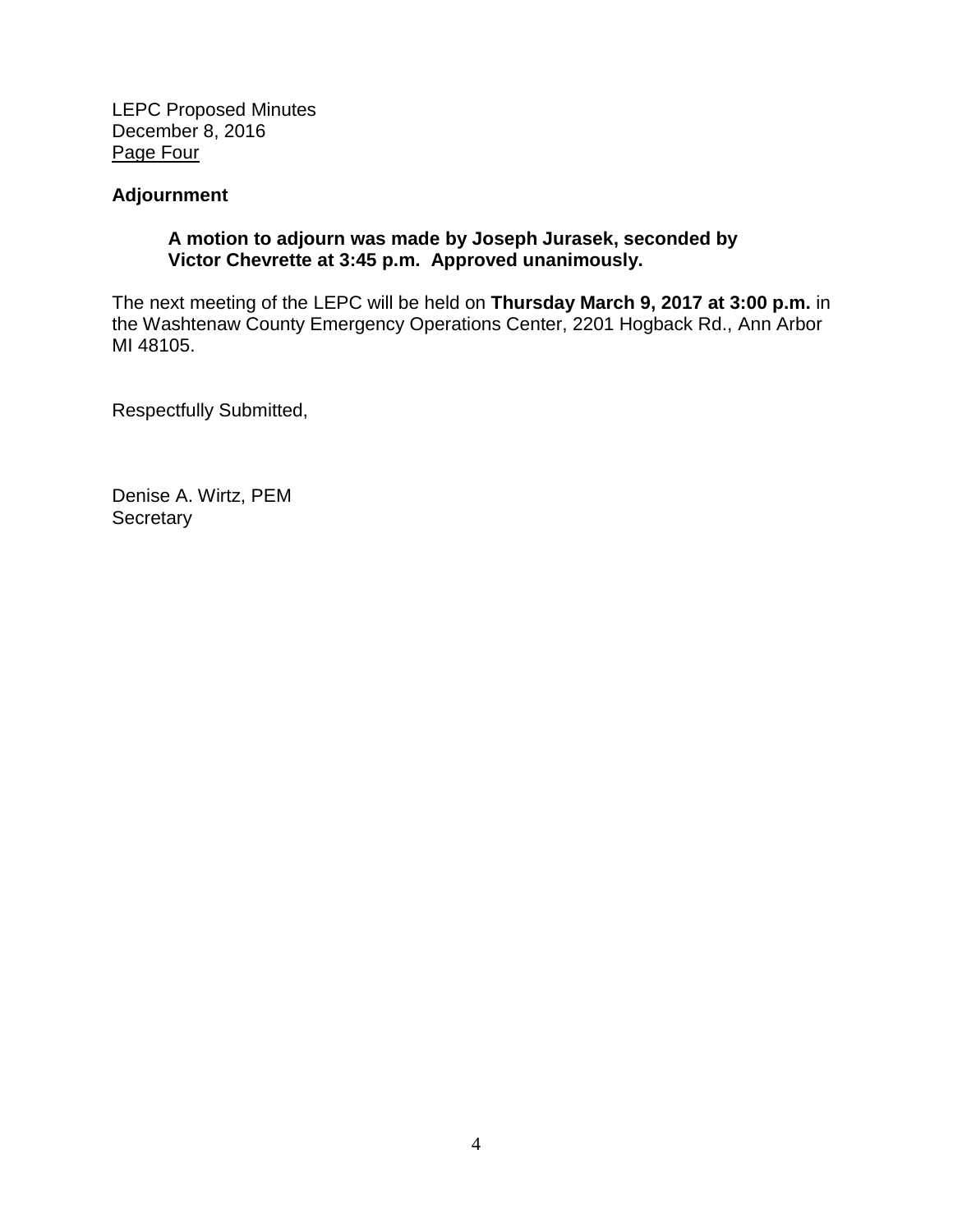**Adjournment**

> **A motion to adjourn was made by Joseph Jurasek, seconded by Victor Chevrette at 3:45 p.m. Approved unanimously.**

The next meeting of the LEPC will be held on **Thursday March 9, 2017 at 3:00 p.m.** in the Washtenaw County Emergency Operations Center, 2201 Hogback Rd., Ann Arbor MI 48105.

Respectfully Submitted,

Denise A. Wirtz, PEM
Secretary